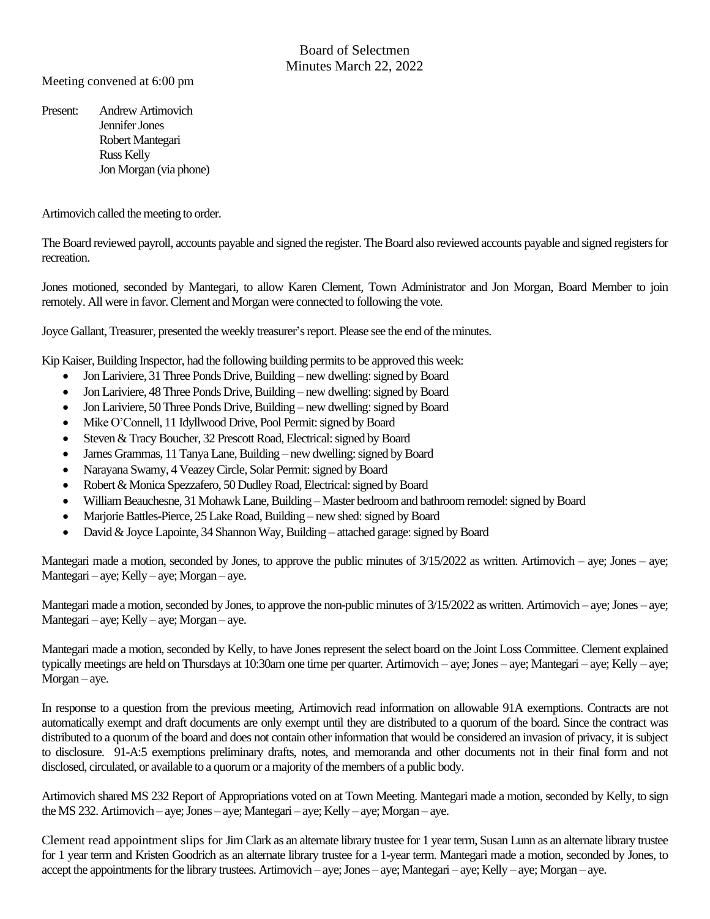# Board of Selectmen
## Minutes March 22, 2022

Meeting convened at 6:00 pm

Present: Andrew Artimovich
Jennifer Jones
Robert Mantegari
Russ Kelly
Jon Morgan (via phone)

Artimovich called the meeting to order.

The Board reviewed payroll, accounts payable and signed the register. The Board also reviewed accounts payable and signed registers for recreation.

Jones motioned, seconded by Mantegari, to allow Karen Clement, Town Administrator and Jon Morgan, Board Member to join remotely. All were in favor. Clement and Morgan were connected to following the vote.

Joyce Gallant, Treasurer, presented the weekly treasurer's report. Please see the end of the minutes.

Kip Kaiser, Building Inspector, had the following building permits to be approved this week:

- Jon Lariviere, 31 Three Ponds Drive, Building – new dwelling: signed by Board
- Jon Lariviere, 48 Three Ponds Drive, Building – new dwelling: signed by Board
- Jon Lariviere, 50 Three Ponds Drive, Building – new dwelling: signed by Board
- Mike O'Connell, 11 Idyllwood Drive, Pool Permit: signed by Board
- Steven & Tracy Boucher, 32 Prescott Road, Electrical: signed by Board
- James Grammas, 11 Tanya Lane, Building – new dwelling: signed by Board
- Narayana Swamy, 4 Veazey Circle, Solar Permit: signed by Board
- Robert & Monica Spezzafero, 50 Dudley Road, Electrical: signed by Board
- William Beauchesne, 31 Mohawk Lane, Building – Master bedroom and bathroom remodel: signed by Board
- Marjorie Battles-Pierce, 25 Lake Road, Building – new shed: signed by Board
- David & Joyce Lapointe, 34 Shannon Way, Building – attached garage: signed by Board

Mantegari made a motion, seconded by Jones, to approve the public minutes of 3/15/2022 as written. Artimovich – aye; Jones – aye; Mantegari – aye; Kelly – aye; Morgan – aye.

Mantegari made a motion, seconded by Jones, to approve the non-public minutes of 3/15/2022 as written. Artimovich – aye; Jones – aye; Mantegari – aye; Kelly – aye; Morgan – aye.

Mantegari made a motion, seconded by Kelly, to have Jones represent the select board on the Joint Loss Committee. Clement explained typically meetings are held on Thursdays at 10:30am one time per quarter. Artimovich – aye; Jones – aye; Mantegari – aye; Kelly – aye; Morgan – aye.

In response to a question from the previous meeting, Artimovich read information on allowable 91A exemptions. Contracts are not automatically exempt and draft documents are only exempt until they are distributed to a quorum of the board. Since the contract was distributed to a quorum of the board and does not contain other information that would be considered an invasion of privacy, it is subject to disclosure. 91-A:5 exemptions preliminary drafts, notes, and memoranda and other documents not in their final form and not disclosed, circulated, or available to a quorum or a majority of the members of a public body.

Artimovich shared MS 232 Report of Appropriations voted on at Town Meeting. Mantegari made a motion, seconded by Kelly, to sign the MS 232. Artimovich – aye; Jones – aye; Mantegari – aye; Kelly – aye; Morgan – aye.

Clement read appointment slips for Jim Clark as an alternate library trustee for 1 year term, Susan Lunn as an alternate library trustee for 1 year term and Kristen Goodrich as an alternate library trustee for a 1-year term. Mantegari made a motion, seconded by Jones, to accept the appointments for the library trustees. Artimovich – aye; Jones – aye; Mantegari – aye; Kelly – aye; Morgan – aye.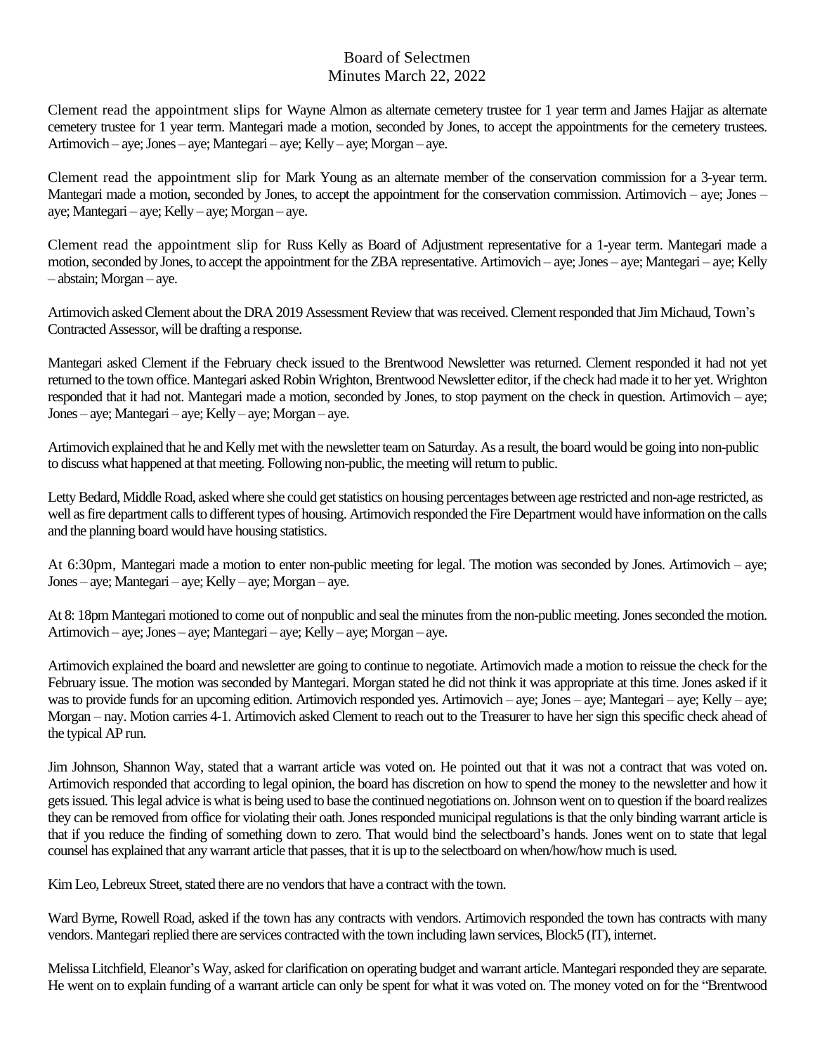Board of Selectmen
Minutes March 22, 2022

Clement read the appointment slips for Wayne Almon as alternate cemetery trustee for 1 year term and James Hajjar as alternate cemetery trustee for 1 year term. Mantegari made a motion, seconded by Jones, to accept the appointments for the cemetery trustees. Artimovich – aye; Jones – aye; Mantegari – aye; Kelly – aye; Morgan – aye.

Clement read the appointment slip for Mark Young as an alternate member of the conservation commission for a 3-year term. Mantegari made a motion, seconded by Jones, to accept the appointment for the conservation commission. Artimovich – aye; Jones – aye; Mantegari – aye; Kelly – aye; Morgan – aye.

Clement read the appointment slip for Russ Kelly as Board of Adjustment representative for a 1-year term. Mantegari made a motion, seconded by Jones, to accept the appointment for the ZBA representative. Artimovich – aye; Jones – aye; Mantegari – aye; Kelly – abstain; Morgan – aye.

Artimovich asked Clement about the DRA 2019 Assessment Review that was received. Clement responded that Jim Michaud, Town's Contracted Assessor, will be drafting a response.

Mantegari asked Clement if the February check issued to the Brentwood Newsletter was returned. Clement responded it had not yet returned to the town office. Mantegari asked Robin Wrighton, Brentwood Newsletter editor, if the check had made it to her yet. Wrighton responded that it had not. Mantegari made a motion, seconded by Jones, to stop payment on the check in question. Artimovich – aye; Jones – aye; Mantegari – aye; Kelly – aye; Morgan – aye.

Artimovich explained that he and Kelly met with the newsletter team on Saturday. As a result, the board would be going into non-public to discuss what happened at that meeting. Following non-public, the meeting will return to public.

Letty Bedard, Middle Road, asked where she could get statistics on housing percentages between age restricted and non-age restricted, as well as fire department calls to different types of housing. Artimovich responded the Fire Department would have information on the calls and the planning board would have housing statistics.

At 6:30pm, Mantegari made a motion to enter non-public meeting for legal. The motion was seconded by Jones. Artimovich – aye; Jones – aye; Mantegari – aye; Kelly – aye; Morgan – aye.

At 8: 18pm Mantegari motioned to come out of nonpublic and seal the minutes from the non-public meeting. Jones seconded the motion. Artimovich – aye; Jones – aye; Mantegari – aye; Kelly – aye; Morgan – aye.

Artimovich explained the board and newsletter are going to continue to negotiate. Artimovich made a motion to reissue the check for the February issue. The motion was seconded by Mantegari. Morgan stated he did not think it was appropriate at this time. Jones asked if it was to provide funds for an upcoming edition. Artimovich responded yes. Artimovich – aye; Jones – aye; Mantegari – aye; Kelly – aye; Morgan – nay. Motion carries 4-1. Artimovich asked Clement to reach out to the Treasurer to have her sign this specific check ahead of the typical AP run.

Jim Johnson, Shannon Way, stated that a warrant article was voted on. He pointed out that it was not a contract that was voted on. Artimovich responded that according to legal opinion, the board has discretion on how to spend the money to the newsletter and how it gets issued. This legal advice is what is being used to base the continued negotiations on. Johnson went on to question if the board realizes they can be removed from office for violating their oath. Jones responded municipal regulations is that the only binding warrant article is that if you reduce the finding of something down to zero. That would bind the selectboard's hands. Jones went on to state that legal counsel has explained that any warrant article that passes, that it is up to the selectboard on when/how/how much is used.

Kim Leo, Lebreux Street, stated there are no vendors that have a contract with the town.

Ward Byrne, Rowell Road, asked if the town has any contracts with vendors. Artimovich responded the town has contracts with many vendors. Mantegari replied there are services contracted with the town including lawn services, Block5 (IT), internet.

Melissa Litchfield, Eleanor's Way, asked for clarification on operating budget and warrant article. Mantegari responded they are separate. He went on to explain funding of a warrant article can only be spent for what it was voted on. The money voted on for the "Brentwood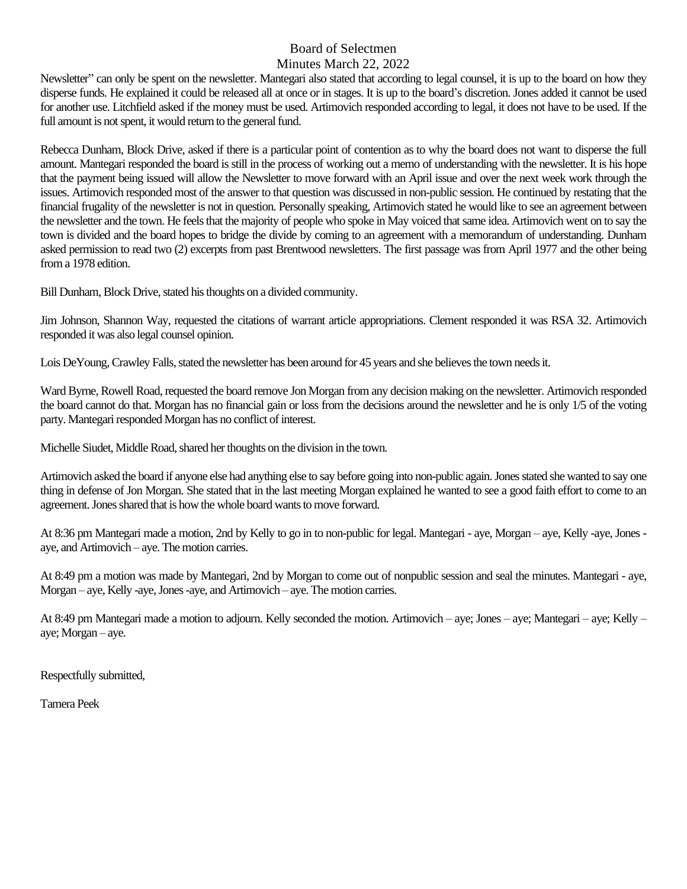Newsletter" can only be spent on the newsletter. Mantegari also stated that according to legal counsel, it is up to the board on how they disperse funds. He explained it could be released all at once or in stages. It is up to the board's discretion. Jones added it cannot be used for another use. Litchfield asked if the money must be used. Artimovich responded according to legal, it does not have to be used. If the full amount is not spent, it would return to the general fund.

Rebecca Dunham, Block Drive, asked if there is a particular point of contention as to why the board does not want to disperse the full amount. Mantegari responded the board is still in the process of working out a memo of understanding with the newsletter. It is his hope that the payment being issued will allow the Newsletter to move forward with an April issue and over the next week work through the issues. Artimovich responded most of the answer to that question was discussed in non-public session. He continued by restating that the financial frugality of the newsletter is not in question. Personally speaking, Artimovich stated he would like to see an agreement between the newsletter and the town. He feels that the majority of people who spoke in May voiced that same idea. Artimovich went on to say the town is divided and the board hopes to bridge the divide by coming to an agreement with a memorandum of understanding. Dunham asked permission to read two (2) excerpts from past Brentwood newsletters. The first passage was from April 1977 and the other being from a 1978 edition.

Bill Dunham, Block Drive, stated his thoughts on a divided community.

Jim Johnson, Shannon Way, requested the citations of warrant article appropriations. Clement responded it was RSA 32. Artimovich responded it was also legal counsel opinion.

Lois DeYoung, Crawley Falls, stated the newsletter has been around for 45 years and she believes the town needs it.

Ward Byrne, Rowell Road, requested the board remove Jon Morgan from any decision making on the newsletter. Artimovich responded the board cannot do that. Morgan has no financial gain or loss from the decisions around the newsletter and he is only 1/5 of the voting party. Mantegari responded Morgan has no conflict of interest.

Michelle Siudet, Middle Road, shared her thoughts on the division in the town.

Artimovich asked the board if anyone else had anything else to say before going into non-public again. Jones stated she wanted to say one thing in defense of Jon Morgan. She stated that in the last meeting Morgan explained he wanted to see a good faith effort to come to an agreement. Jones shared that is how the whole board wants to move forward.

At 8:36 pm Mantegari made a motion, 2nd by Kelly to go in to non-public for legal. Mantegari - aye, Morgan – aye, Kelly -aye, Jones - aye, and Artimovich – aye. The motion carries.

At 8:49 pm a motion was made by Mantegari, 2nd by Morgan to come out of nonpublic session and seal the minutes. Mantegari - aye, Morgan – aye, Kelly -aye, Jones -aye, and Artimovich – aye. The motion carries.

At 8:49 pm Mantegari made a motion to adjourn. Kelly seconded the motion. Artimovich – aye; Jones – aye; Mantegari – aye; Kelly – aye; Morgan – aye.

Respectfully submitted,

Tamera Peek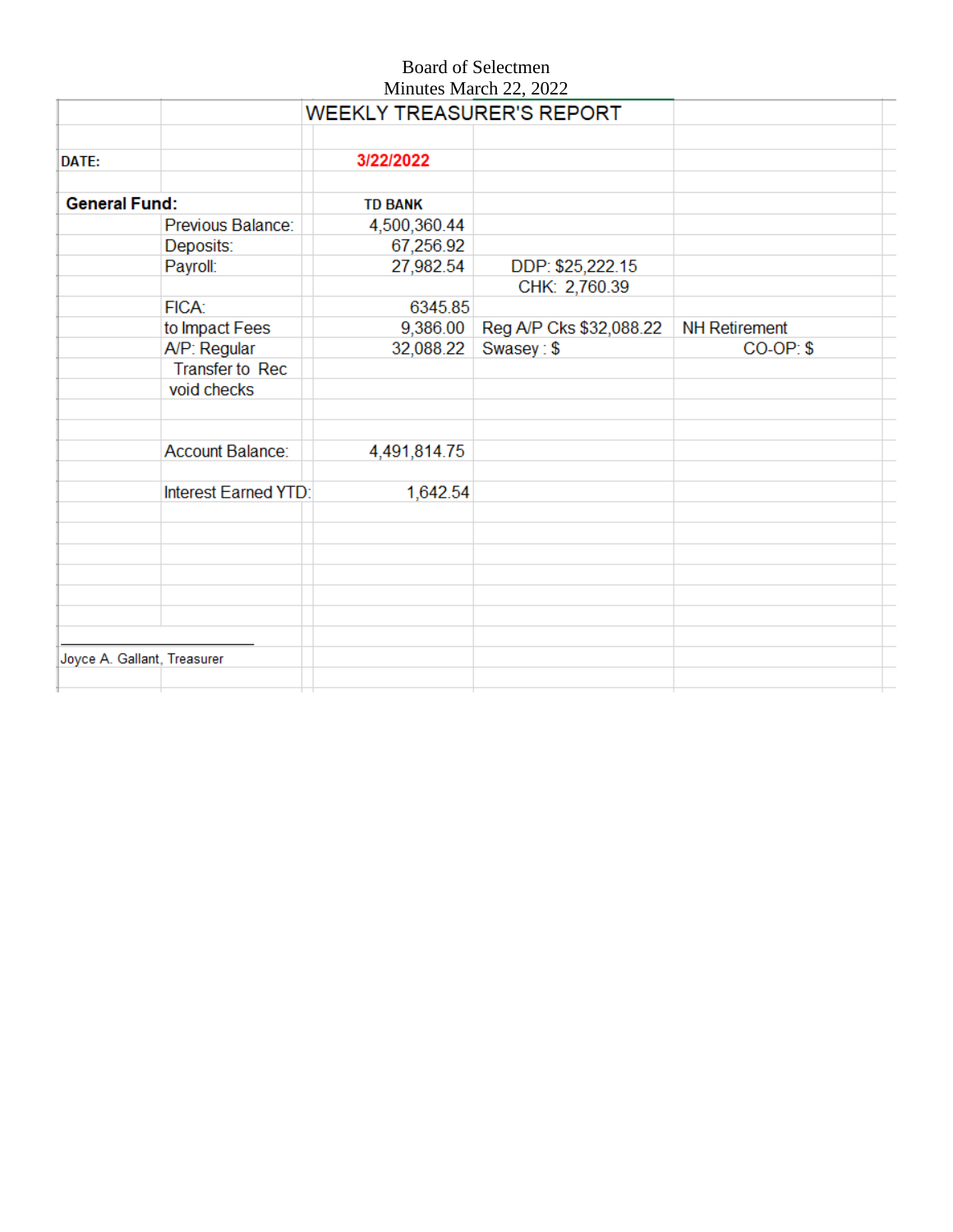Board of Selectmen
Minutes March 22, 2022

## WEEKLY TREASURER'S REPORT

| | | | | |
|---|---|---|---|---|
| DATE: | | 3/22/2022 | | |
| **General Fund:** | | **TD BANK** | | |
| | Previous Balance: | 4,500,360.44 | | |
| | Deposits: | 67,256.92 | | |
| | Payroll: | 27,982.54 | DDP: $25,222.15 | |
| | | | CHK: 2,760.39 | |
| | FICA: | 6345.85 | | |
| | to Impact Fees | 9,386.00 | Reg A/P Cks $32,088.22 | NH Retirement |
| | A/P: Regular | 32,088.22 | Swasey : $ | CO-OP: $ |
| | Transfer to Rec | | | |
| | void checks | | | |
| | Account Balance: | 4,491,814.75 | | |
| | Interest Earned YTD: | 1,642.54 | | |

Joyce A. Gallant, Treasurer